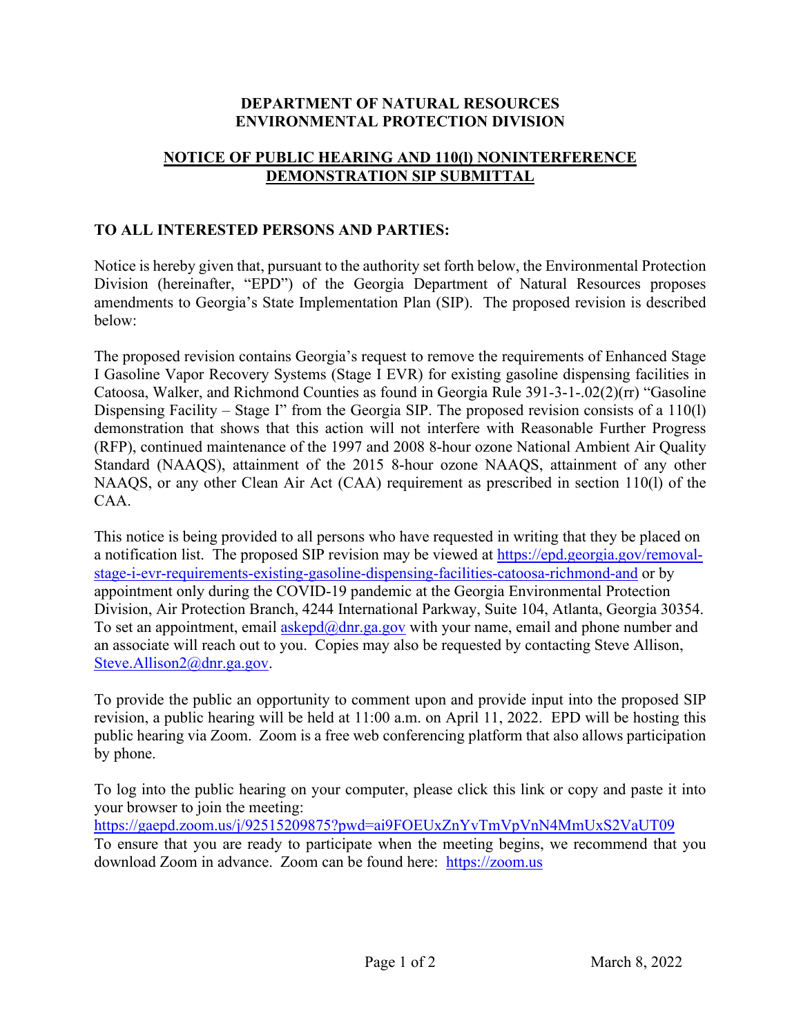**DEPARTMENT OF NATURAL RESOURCES**
**ENVIRONMENTAL PROTECTION DIVISION**

**NOTICE OF PUBLIC HEARING AND 110(l) NONINTERFERENCE DEMONSTRATION SIP SUBMITTAL**

**TO ALL INTERESTED PERSONS AND PARTIES:**

Notice is hereby given that, pursuant to the authority set forth below, the Environmental Protection Division (hereinafter, "EPD") of the Georgia Department of Natural Resources proposes amendments to Georgia's State Implementation Plan (SIP). The proposed revision is described below:

The proposed revision contains Georgia's request to remove the requirements of Enhanced Stage I Gasoline Vapor Recovery Systems (Stage I EVR) for existing gasoline dispensing facilities in Catoosa, Walker, and Richmond Counties as found in Georgia Rule 391-3-1-.02(2)(rr) "Gasoline Dispensing Facility – Stage I" from the Georgia SIP. The proposed revision consists of a 110(l) demonstration that shows that this action will not interfere with Reasonable Further Progress (RFP), continued maintenance of the 1997 and 2008 8-hour ozone National Ambient Air Quality Standard (NAAQS), attainment of the 2015 8-hour ozone NAAQS, attainment of any other NAAQS, or any other Clean Air Act (CAA) requirement as prescribed in section 110(l) of the CAA.

This notice is being provided to all persons who have requested in writing that they be placed on a notification list. The proposed SIP revision may be viewed at https://epd.georgia.gov/removal-stage-i-evr-requirements-existing-gasoline-dispensing-facilities-catoosa-richmond-and or by appointment only during the COVID-19 pandemic at the Georgia Environmental Protection Division, Air Protection Branch, 4244 International Parkway, Suite 104, Atlanta, Georgia 30354. To set an appointment, email askepd@dnr.ga.gov with your name, email and phone number and an associate will reach out to you. Copies may also be requested by contacting Steve Allison, Steve.Allison2@dnr.ga.gov.

To provide the public an opportunity to comment upon and provide input into the proposed SIP revision, a public hearing will be held at 11:00 a.m. on April 11, 2022. EPD will be hosting this public hearing via Zoom. Zoom is a free web conferencing platform that also allows participation by phone.

To log into the public hearing on your computer, please click this link or copy and paste it into your browser to join the meeting:
https://gaepd.zoom.us/j/92515209875?pwd=ai9FOEUxZnYvTmVpVnN4MmUxS2VaUT09
To ensure that you are ready to participate when the meeting begins, we recommend that you download Zoom in advance. Zoom can be found here: https://zoom.us

March 8, 2022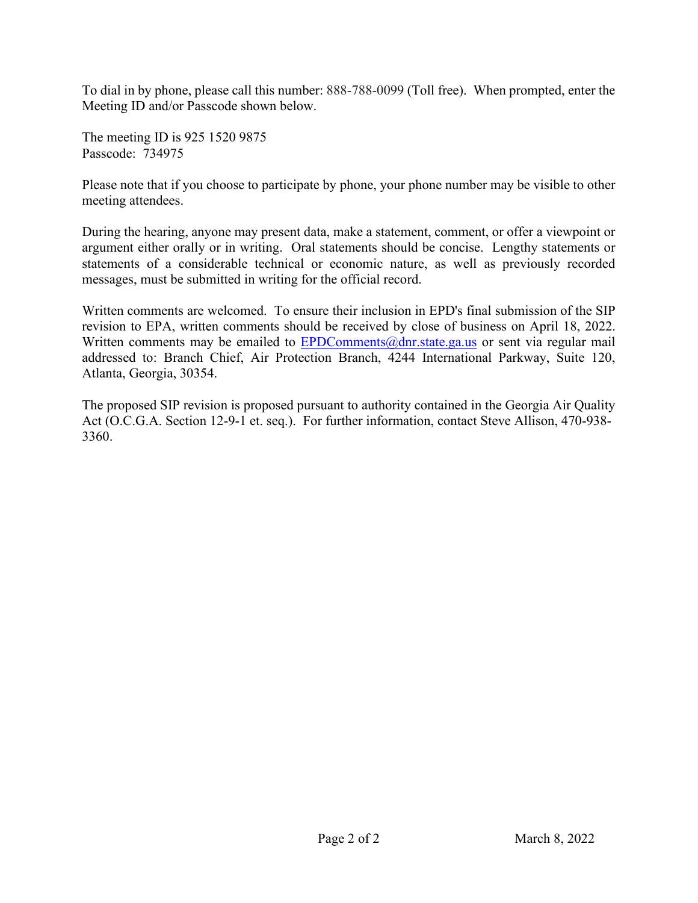To dial in by phone, please call this number: 888-788-0099 (Toll free). When prompted, enter the Meeting ID and/or Passcode shown below.

The meeting ID is 925 1520 9875
Passcode: 734975

Please note that if you choose to participate by phone, your phone number may be visible to other meeting attendees.

During the hearing, anyone may present data, make a statement, comment, or offer a viewpoint or argument either orally or in writing. Oral statements should be concise. Lengthy statements or statements of a considerable technical or economic nature, as well as previously recorded messages, must be submitted in writing for the official record.

Written comments are welcomed. To ensure their inclusion in EPD's final submission of the SIP revision to EPA, written comments should be received by close of business on April 18, 2022. Written comments may be emailed to EPDComments@dnr.state.ga.us or sent via regular mail addressed to: Branch Chief, Air Protection Branch, 4244 International Parkway, Suite 120, Atlanta, Georgia, 30354.

The proposed SIP revision is proposed pursuant to authority contained in the Georgia Air Quality Act (O.C.G.A. Section 12-9-1 et. seq.). For further information, contact Steve Allison, 470-938-3360.

March 8, 2022